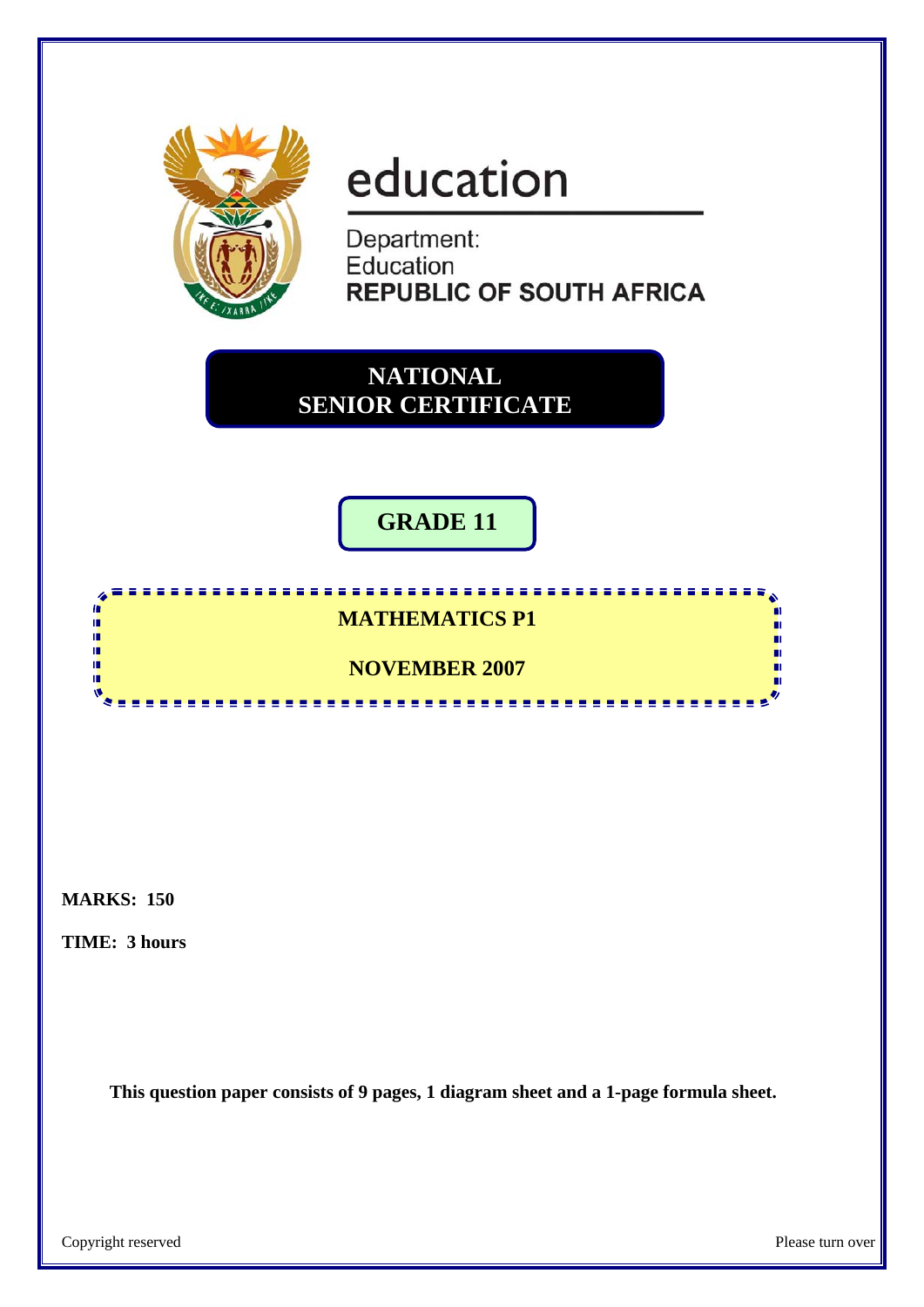education

Department:
Education
**REPUBLIC OF SOUTH AFRICA**

# NATIONAL SENIOR CERTIFICATE

## GRADE 11

## MATHEMATICS P1

## NOVEMBER 2007

**MARKS: 150**

**TIME: 3 hours**

**This question paper consists of 9 pages, 1 diagram sheet and a 1-page formula sheet.**

Copyright reserved

Please turn over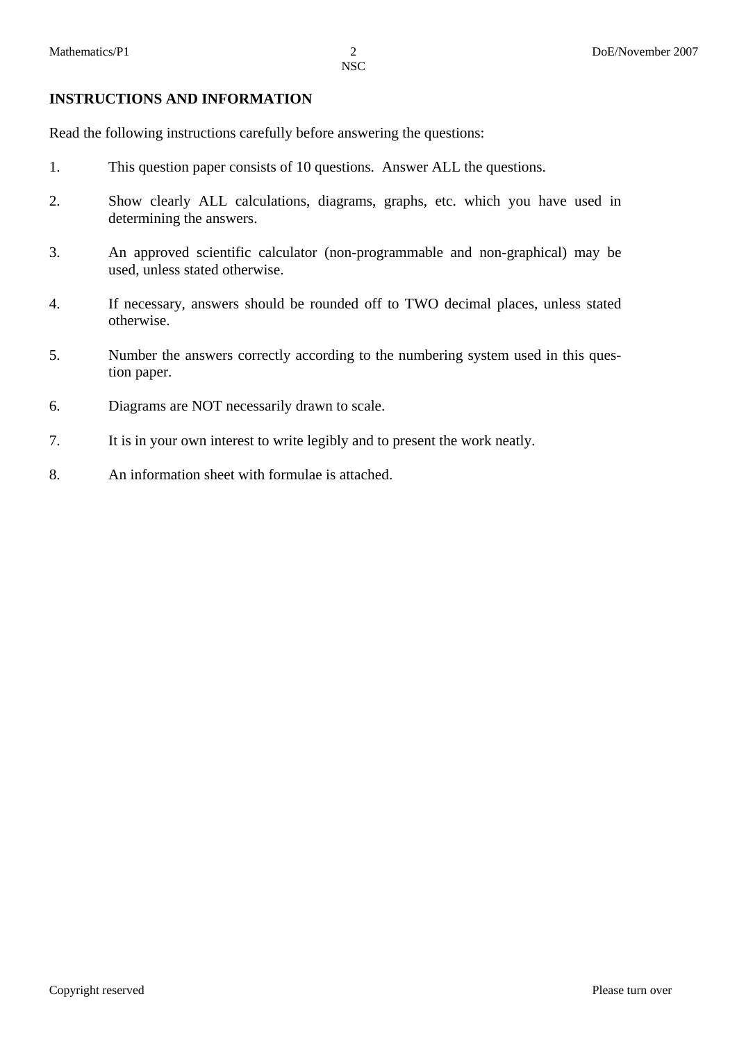## INSTRUCTIONS AND INFORMATION

Read the following instructions carefully before answering the questions:

1. This question paper consists of 10 questions. Answer ALL the questions.

2. Show clearly ALL calculations, diagrams, graphs, etc. which you have used in determining the answers.

3. An approved scientific calculator (non-programmable and non-graphical) may be used, unless stated otherwise.

4. If necessary, answers should be rounded off to TWO decimal places, unless stated otherwise.

5. Number the answers correctly according to the numbering system used in this question paper.

6. Diagrams are NOT necessarily drawn to scale.

7. It is in your own interest to write legibly and to present the work neatly.

8. An information sheet with formulae is attached.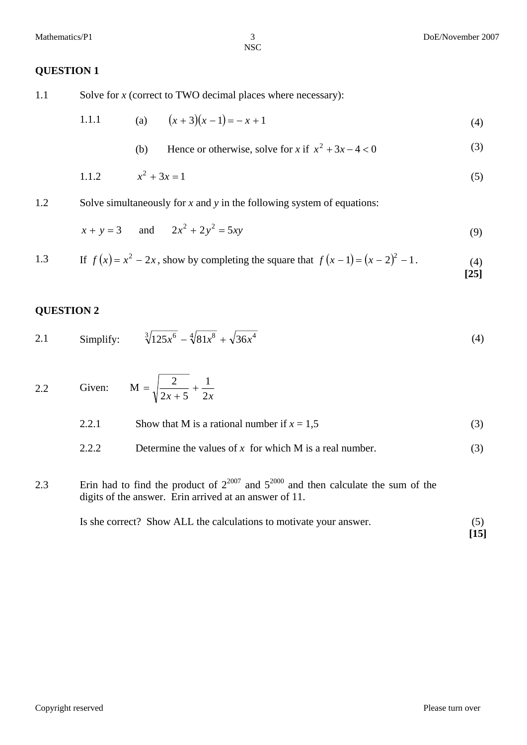## QUESTION 1

1.1 Solve for $x$ (correct to TWO decimal places where necessary):

1.1.1 (a) $(x+3)(x-1) = -x+1$ (4)

(b) Hence or otherwise, solve for $x$ if $x^2 + 3x - 4 < 0$ (3)

1.1.2 $x^2 + 3x = 1$ (5)

1.2 Solve simultaneously for $x$ and $y$ in the following system of equations:

$x + y = 3$ and $2x^2 + 2y^2 = 5xy$ (9)

1.3 If $f(x) = x^2 - 2x$, show by completing the square that $f(x-1) = (x-2)^2 - 1$. (4)

**[25]**

## QUESTION 2

2.1 Simplify: $\sqrt[3]{125x^6} - \sqrt[4]{81x^8} + \sqrt{36x^4}$ (4)

2.2 Given: $\text{M} = \sqrt{\dfrac{2}{2x+5}} + \dfrac{1}{2x}$

2.2.1 Show that M is a rational number if $x = 1{,}5$ (3)

2.2.2 Determine the values of $x$ for which M is a real number. (3)

2.3 Erin had to find the product of $2^{2007}$ and $5^{2000}$ and then calculate the sum of the digits of the answer. Erin arrived at an answer of 11.

Is she correct? Show ALL the calculations to motivate your answer. (5)

**[15]**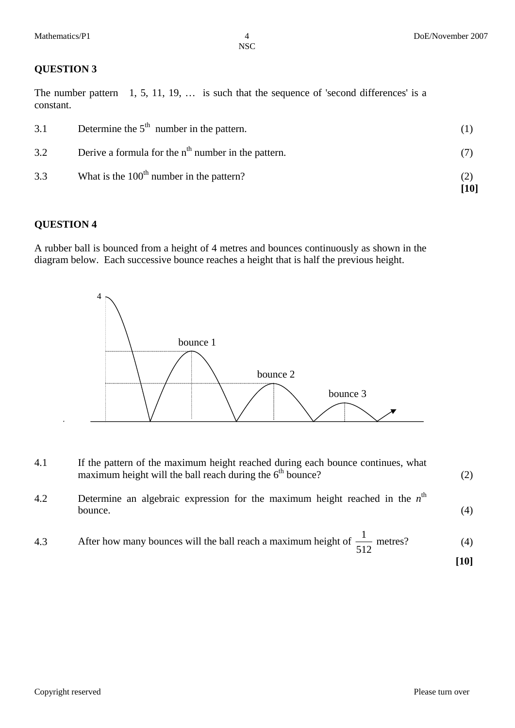## QUESTION 3

The number pattern 1, 5, 11, 19, … is such that the sequence of 'second differences' is a constant.

3.1 Determine the $5^{th}$ number in the pattern. (1)

3.2 Derive a formula for the $n^{th}$ number in the pattern. (7)

3.3 What is the $100^{th}$ number in the pattern? (2)

**[10]**

## QUESTION 4

A rubber ball is bounced from a height of 4 metres and bounces continuously as shown in the diagram below. Each successive bounce reaches a height that is half the previous height.

4.1 If the pattern of the maximum height reached during each bounce continues, what maximum height will the ball reach during the $6^{th}$ bounce? (2)

4.2 Determine an algebraic expression for the maximum height reached in the $n^{th}$ bounce. (4)

4.3 After how many bounces will the ball reach a maximum height of $\frac{1}{512}$ metres? (4)

**[10]**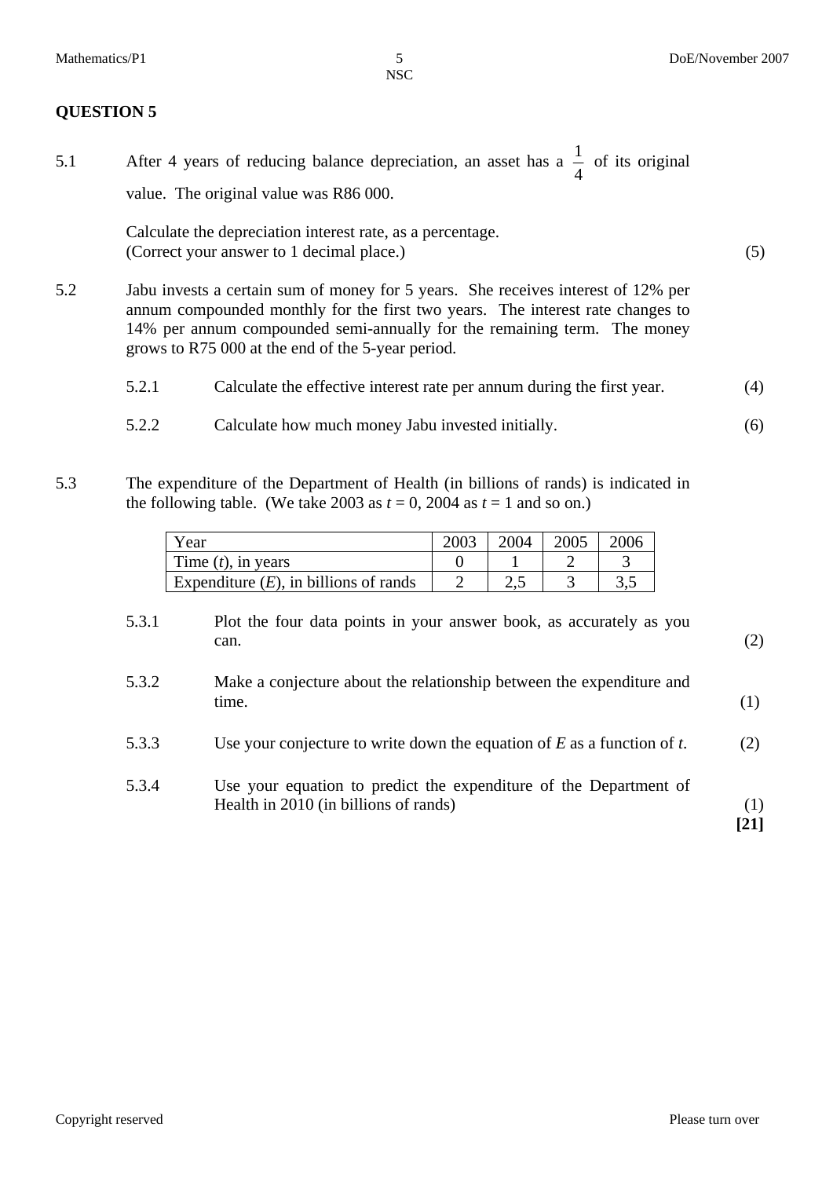## QUESTION 5

5.1 After 4 years of reducing balance depreciation, an asset has a $\frac{1}{4}$ of its original value. The original value was R86 000.

Calculate the depreciation interest rate, as a percentage.
(Correct your answer to 1 decimal place.) (5)

5.2 Jabu invests a certain sum of money for 5 years. She receives interest of 12% per annum compounded monthly for the first two years. The interest rate changes to 14% per annum compounded semi-annually for the remaining term. The money grows to R75 000 at the end of the 5-year period.

5.2.1 Calculate the effective interest rate per annum during the first year. (4)

5.2.2 Calculate how much money Jabu invested initially. (6)

5.3 The expenditure of the Department of Health (in billions of rands) is indicated in the following table. (We take 2003 as $t = 0$, 2004 as $t = 1$ and so on.)

| Year | 2003 | 2004 | 2005 | 2006 |
|---|---|---|---|---|
| Time ($t$), in years | 0 | 1 | 2 | 3 |
| Expenditure ($E$), in billions of rands | 2 | 2,5 | 3 | 3,5 |

5.3.1 Plot the four data points in your answer book, as accurately as you can. (2)

5.3.2 Make a conjecture about the relationship between the expenditure and time. (1)

5.3.3 Use your conjecture to write down the equation of $E$ as a function of $t$. (2)

5.3.4 Use your equation to predict the expenditure of the Department of Health in 2010 (in billions of rands) (1)

**[21]**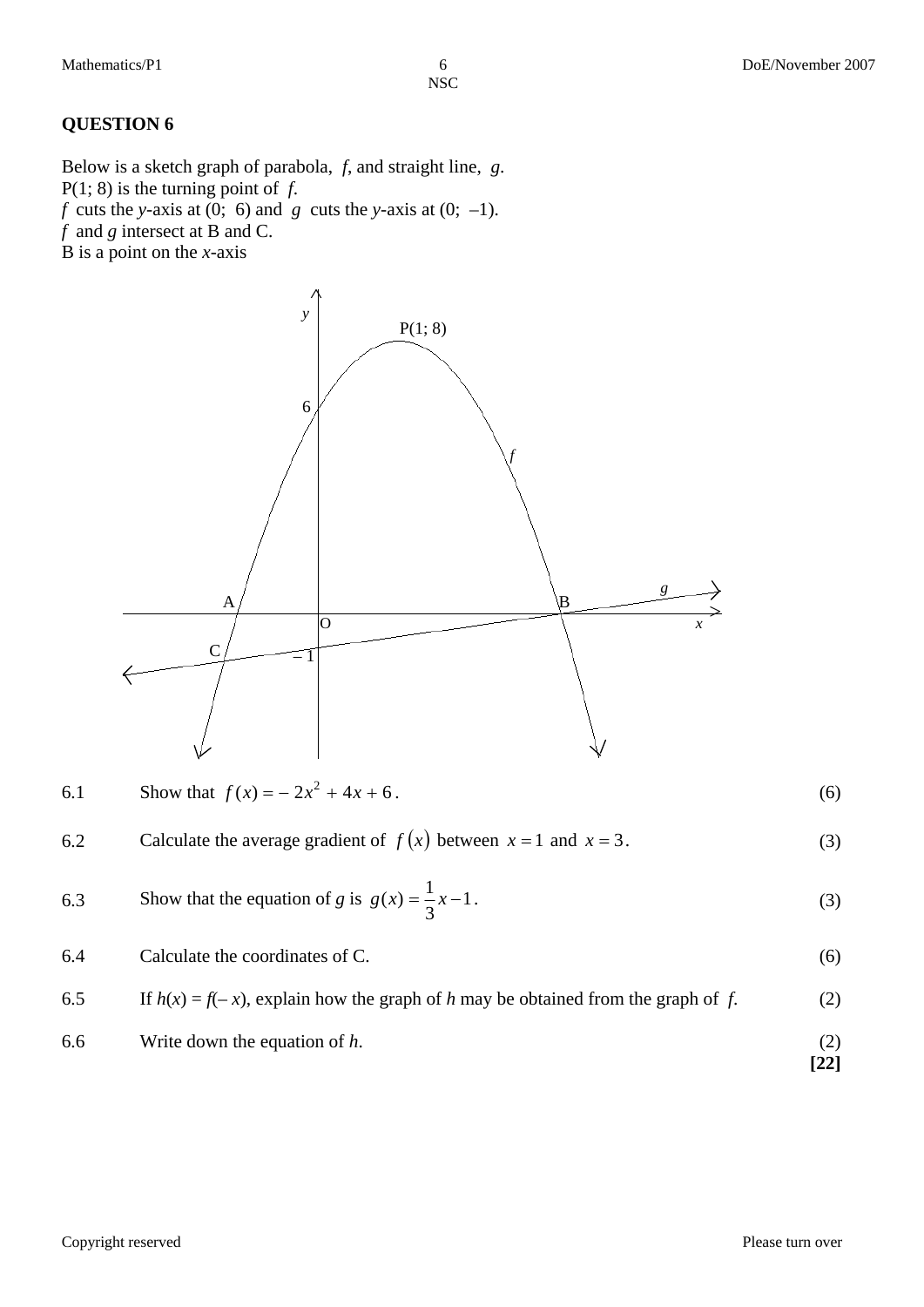**QUESTION 6**

Below is a sketch graph of parabola, $f$, and straight line, $g$.
P(1; 8) is the turning point of $f$.
$f$ cuts the $y$-axis at (0; 6) and $g$ cuts the $y$-axis at (0; –1).
$f$ and $g$ intersect at B and C.
B is a point on the $x$-axis

| | | |
|---|---|---|
| 6.1 | Show that $f(x) = -2x^2 + 4x + 6$. | (6) |
| 6.2 | Calculate the average gradient of $f(x)$ between $x = 1$ and $x = 3$. | (3) |
| 6.3 | Show that the equation of $g$ is $g(x) = \frac{1}{3}x - 1$. | (3) |
| 6.4 | Calculate the coordinates of C. | (6) |
| 6.5 | If $h(x) = f(-x)$, explain how the graph of $h$ may be obtained from the graph of $f$. | (2) |
| 6.6 | Write down the equation of $h$. | (2) |

**[22]**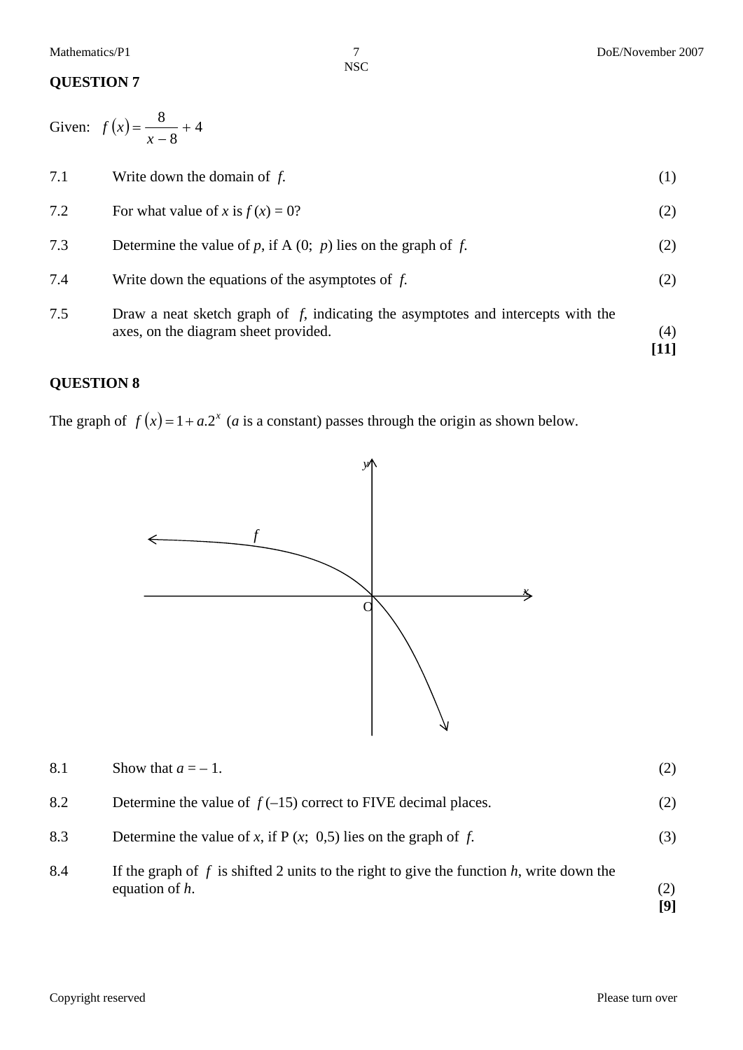## QUESTION 7

Given: $f(x) = \dfrac{8}{x-8} + 4$

7.1 Write down the domain of $f$. (1)

7.2 For what value of $x$ is $f(x) = 0$? (2)

7.3 Determine the value of $p$, if A $(0;\ p)$ lies on the graph of $f$. (2)

7.4 Write down the equations of the asymptotes of $f$. (2)

7.5 Draw a neat sketch graph of $f$, indicating the asymptotes and intercepts with the axes, on the diagram sheet provided. (4)

**[11]**

## QUESTION 8

The graph of $f(x) = 1 + a.2^x$ ($a$ is a constant) passes through the origin as shown below.

8.1 Show that $a = -1$. (2)

8.2 Determine the value of $f(-15)$ correct to FIVE decimal places. (2)

8.3 Determine the value of $x$, if P $(x;\ 0{,}5)$ lies on the graph of $f$. (3)

8.4 If the graph of $f$ is shifted 2 units to the right to give the function $h$, write down the equation of $h$. (2)

**[9]**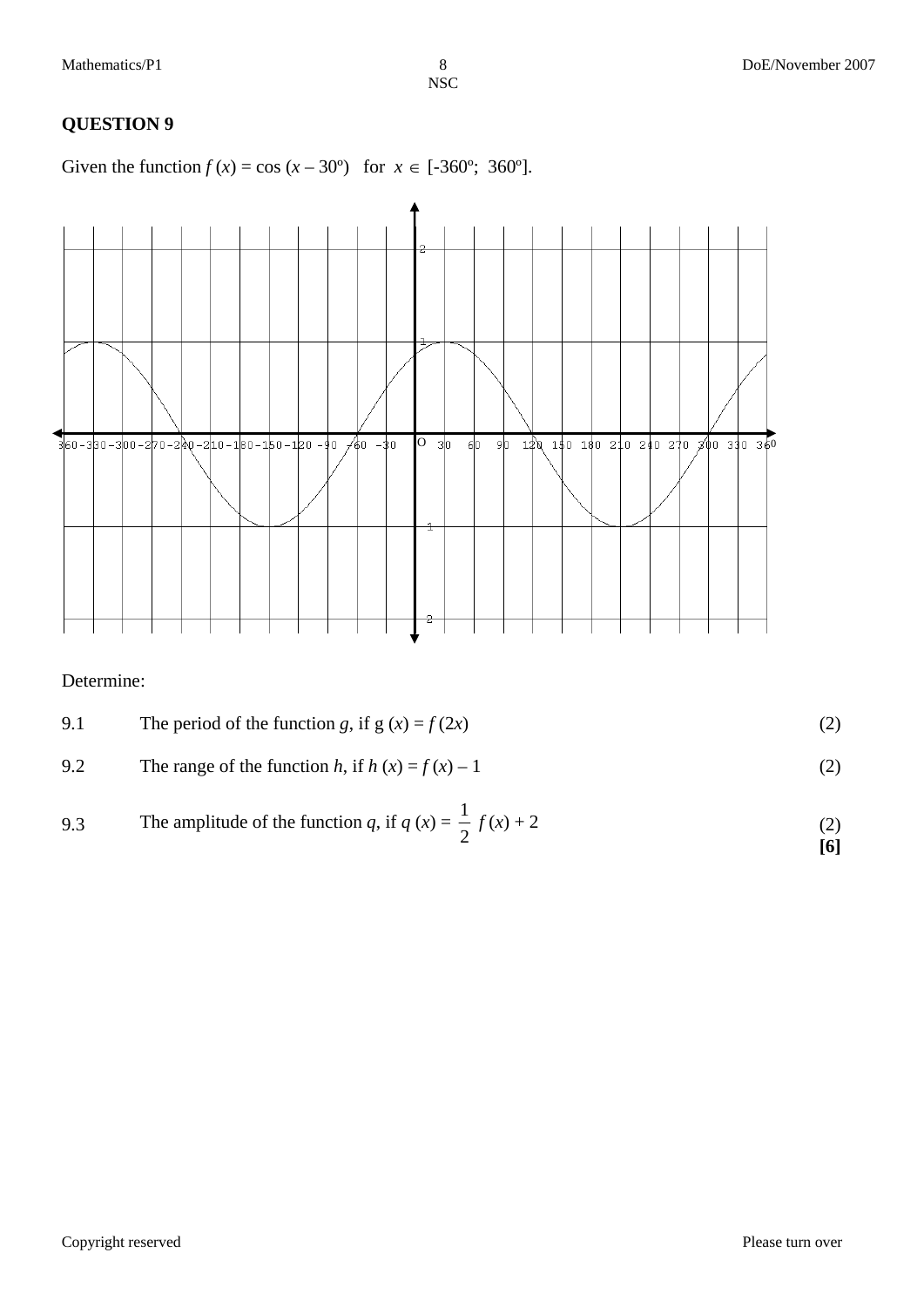## QUESTION 9

Given the function $f(x) = \cos(x - 30°)$ for $x \in [-360°; 360°]$.

Determine:

9.1 The period of the function $g$, if $g(x) = f(2x)$ (2)

9.2 The range of the function $h$, if $h(x) = f(x) - 1$ (2)

9.3 The amplitude of the function $q$, if $q(x) = \frac{1}{2} f(x) + 2$ (2)

**[6]**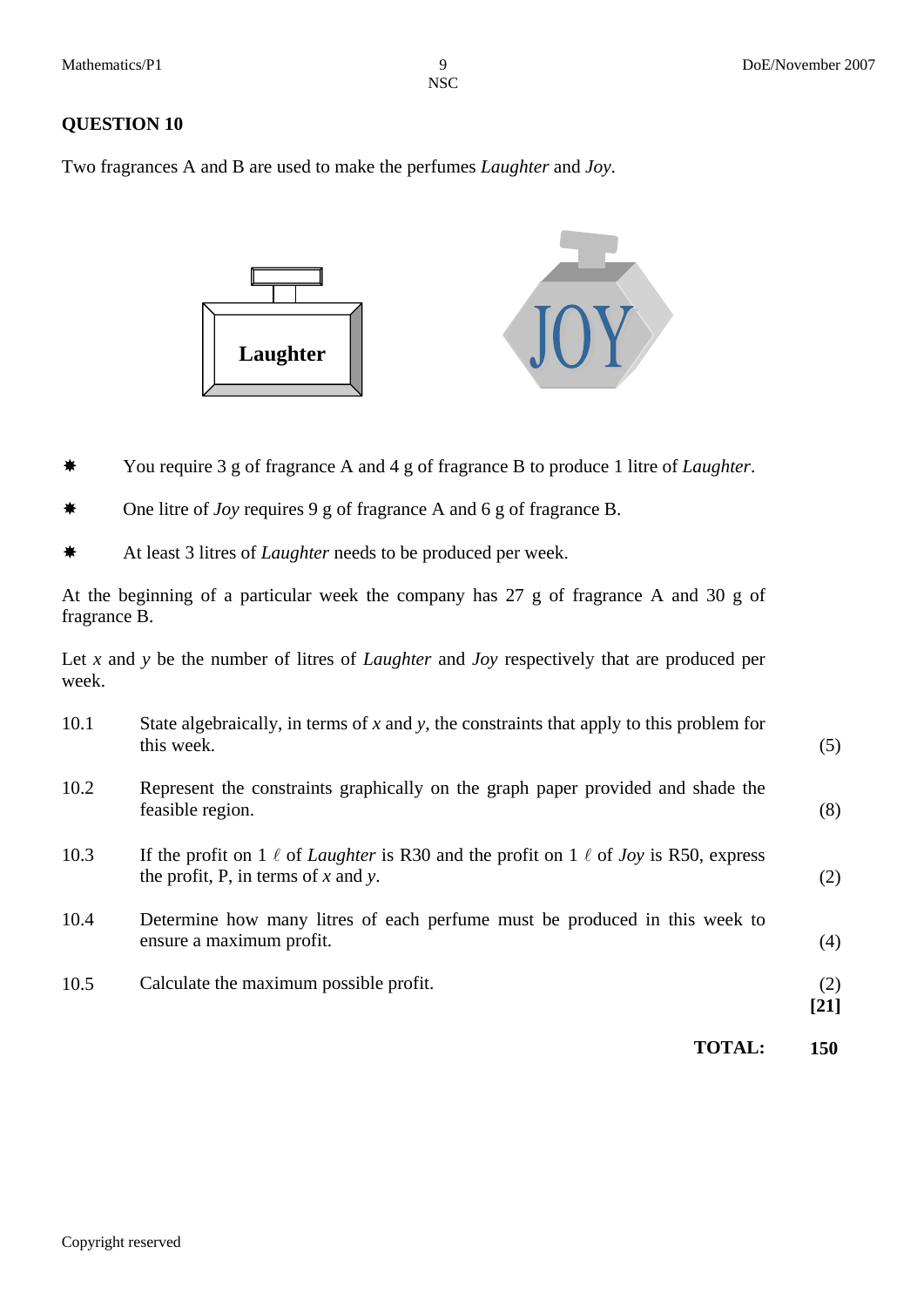## QUESTION 10

Two fragrances A and B are used to make the perfumes *Laughter* and *Joy*.

Laughter

JOY

- ✷ You require 3 g of fragrance A and 4 g of fragrance B to produce 1 litre of *Laughter*.
- ✷ One litre of *Joy* requires 9 g of fragrance A and 6 g of fragrance B.
- ✷ At least 3 litres of *Laughter* needs to be produced per week.

At the beginning of a particular week the company has 27 g of fragrance A and 30 g of fragrance B.

Let $x$ and $y$ be the number of litres of *Laughter* and *Joy* respectively that are produced per week.

| | | |
|---|---|---|
| 10.1 | State algebraically, in terms of $x$ and $y$, the constraints that apply to this problem for this week. | (5) |
| 10.2 | Represent the constraints graphically on the graph paper provided and shade the feasible region. | (8) |
| 10.3 | If the profit on 1 $\ell$ of *Laughter* is R30 and the profit on 1 $\ell$ of *Joy* is R50, express the profit, P, in terms of $x$ and $y$. | (2) |
| 10.4 | Determine how many litres of each perfume must be produced in this week to ensure a maximum profit. | (4) |
| 10.5 | Calculate the maximum possible profit. | (2) **[21]** |

**TOTAL: 150**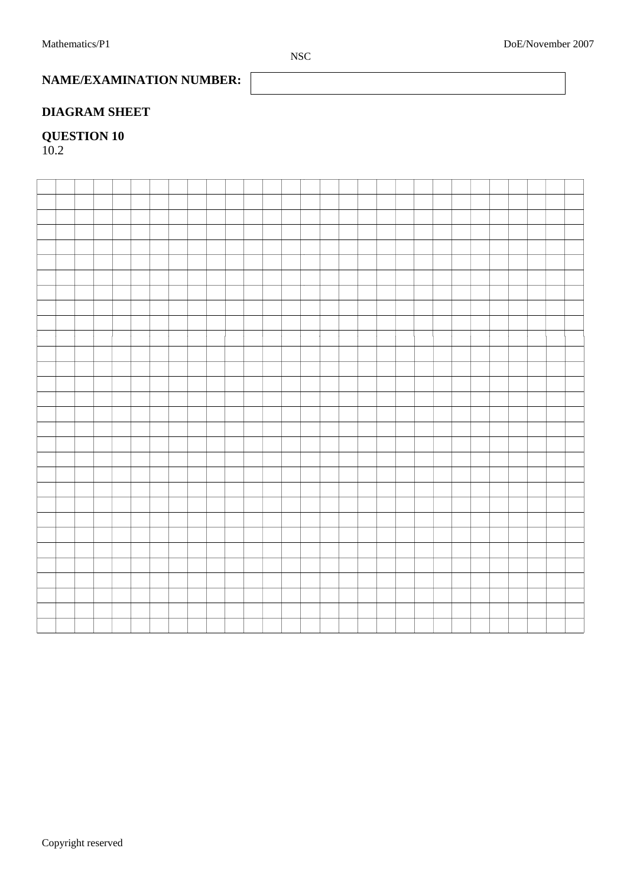**NAME/EXAMINATION NUMBER:**

## DIAGRAM SHEET

### QUESTION 10

10.2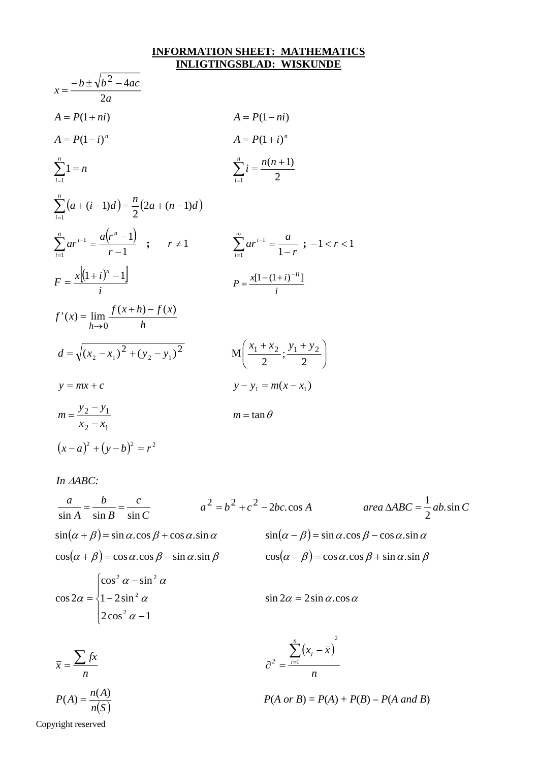**INFORMATION SHEET: MATHEMATICS**
**INLIGTINGSBLAD: WISKUNDE**

$$x = \frac{-b \pm \sqrt{b^2 - 4ac}}{2a}$$

$$A = P(1 + ni) \qquad A = P(1 - ni)$$

$$A = P(1 - i)^n \qquad A = P(1 + i)^n$$

$$\sum_{i=1}^{n} 1 = n \qquad \sum_{i=1}^{n} i = \frac{n(n+1)}{2}$$

$$\sum_{i=1}^{n} \left(a + (i-1)d\right) = \frac{n}{2}\left(2a + (n-1)d\right)$$

$$\sum_{i=1}^{n} ar^{i-1} = \frac{a\left(r^n - 1\right)}{r - 1} \ ; \quad r \neq 1 \qquad \sum_{i=1}^{\infty} ar^{i-1} = \frac{a}{1 - r} \ ; \ -1 < r < 1$$

$$F = \frac{x\left[(1+i)^n - 1\right]}{i} \qquad P = \frac{x[1 - (1+i)^{-n}]}{i}$$

$$f'(x) = \lim_{h \to 0} \frac{f(x+h) - f(x)}{h}$$

$$d = \sqrt{(x_2 - x_1)^2 + (y_2 - y_1)^2} \qquad \mathrm{M}\left(\frac{x_1 + x_2}{2} ; \frac{y_1 + y_2}{2}\right)$$

$$y = mx + c \qquad y - y_1 = m(x - x_1)$$

$$m = \frac{y_2 - y_1}{x_2 - x_1} \qquad m = \tan\theta$$

$$(x - a)^2 + (y - b)^2 = r^2$$

*In $\Delta ABC$:*

$$\frac{a}{\sin A} = \frac{b}{\sin B} = \frac{c}{\sin C} \qquad a^2 = b^2 + c^2 - 2bc.\cos A \qquad area\ \Delta ABC = \frac{1}{2}ab.\sin C$$

$$\sin(\alpha + \beta) = \sin\alpha.\cos\beta + \cos\alpha.\sin\alpha \qquad \sin(\alpha - \beta) = \sin\alpha.\cos\beta - \cos\alpha.\sin\alpha$$

$$\cos(\alpha + \beta) = \cos\alpha.\cos\beta - \sin\alpha.\sin\beta \qquad \cos(\alpha - \beta) = \cos\alpha.\cos\beta + \sin\alpha.\sin\beta$$

$$\cos 2\alpha = \begin{cases} \cos^2\alpha - \sin^2\alpha \\ 1 - 2\sin^2\alpha \\ 2\cos^2\alpha - 1 \end{cases} \qquad \sin 2\alpha = 2\sin\alpha.\cos\alpha$$

$$\overline{x} = \frac{\sum fx}{n} \qquad \partial^2 = \frac{\sum_{i=1}^{n}\left(x_i - \overline{x}\right)^2}{n}$$

$$P(A) = \frac{n(A)}{n(S)} \qquad P(A\ or\ B) = P(A) + P(B) - P(A\ and\ B)$$

Copyright reserved